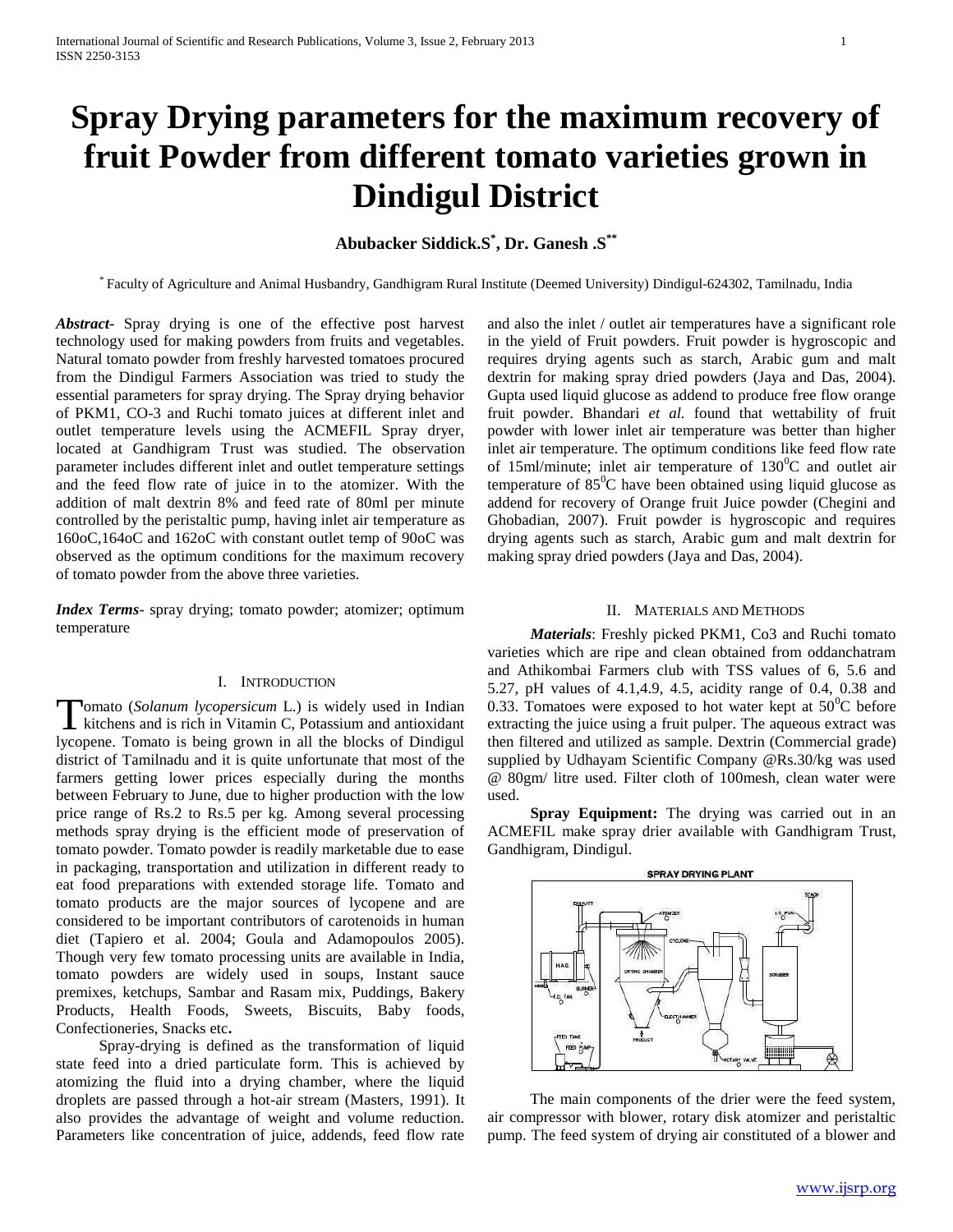# Spray Drying parameters for the maximum recovery of fruit Powder from different tomato varieties grown in Dindigul District

**Abubacker Siddick.S[*], Dr. Ganesh .S[**]**

[*] Faculty of Agriculture and Animal Husbandry, Gandhigram Rural Institute (Deemed University) Dindigul-624302, Tamilnadu, India

***Abstract-*** Spray drying is one of the effective post harvest technology used for making powders from fruits and vegetables. Natural tomato powder from freshly harvested tomatoes procured from the Dindigul Farmers Association was tried to study the essential parameters for spray drying. The Spray drying behavior of PKM1, CO-3 and Ruchi tomato juices at different inlet and outlet temperature levels using the ACMEFIL Spray dryer, located at Gandhigram Trust was studied. The observation parameter includes different inlet and outlet temperature settings and the feed flow rate of juice in to the atomizer. With the addition of malt dextrin 8% and feed rate of 80ml per minute controlled by the peristaltic pump, having inlet air temperature as 160oC,164oC and 162oC with constant outlet temp of 90oC was observed as the optimum conditions for the maximum recovery of tomato powder from the above three varieties.

***Index Terms-*** spray drying; tomato powder; atomizer; optimum temperature

## I. Introduction

Tomato (*Solanum lycopersicum* L.) is widely used in Indian kitchens and is rich in Vitamin C, Potassium and antioxidant lycopene. Tomato is being grown in all the blocks of Dindigul district of Tamilnadu and it is quite unfortunate that most of the farmers getting lower prices especially during the months between February to June, due to higher production with the low price range of Rs.2 to Rs.5 per kg. Among several processing methods spray drying is the efficient mode of preservation of tomato powder. Tomato powder is readily marketable due to ease in packaging, transportation and utilization in different ready to eat food preparations with extended storage life. Tomato and tomato products are the major sources of lycopene and are considered to be important contributors of carotenoids in human diet (Tapiero et al. 2004; Goula and Adamopoulos 2005). Though very few tomato processing units are available in India, tomato powders are widely used in soups, Instant sauce premixes, ketchups, Sambar and Rasam mix, Puddings, Bakery Products, Health Foods, Sweets, Biscuits, Baby foods, Confectioneries, Snacks etc**.**

Spray-drying is defined as the transformation of liquid state feed into a dried particulate form. This is achieved by atomizing the fluid into a drying chamber, where the liquid droplets are passed through a hot-air stream (Masters, 1991). It also provides the advantage of weight and volume reduction. Parameters like concentration of juice, addends, feed flow rate and also the inlet / outlet air temperatures have a significant role in the yield of Fruit powders. Fruit powder is hygroscopic and requires drying agents such as starch, Arabic gum and malt dextrin for making spray dried powders (Jaya and Das, 2004). Gupta used liquid glucose as addend to produce free flow orange fruit powder. Bhandari *et al.* found that wettability of fruit powder with lower inlet air temperature was better than higher inlet air temperature. The optimum conditions like feed flow rate of 15ml/minute; inlet air temperature of $130^0$C and outlet air temperature of $85^0$C have been obtained using liquid glucose as addend for recovery of Orange fruit Juice powder (Chegini and Ghobadian, 2007). Fruit powder is hygroscopic and requires drying agents such as starch, Arabic gum and malt dextrin for making spray dried powders (Jaya and Das, 2004).

## II. Materials and Methods

***Materials***: Freshly picked PKM1, Co3 and Ruchi tomato varieties which are ripe and clean obtained from oddanchatram and Athikombai Farmers club with TSS values of 6, 5.6 and 5.27, pH values of 4.1,4.9, 4.5, acidity range of 0.4, 0.38 and 0.33. Tomatoes were exposed to hot water kept at $50^0$C before extracting the juice using a fruit pulper. The aqueous extract was then filtered and utilized as sample. Dextrin (Commercial grade) supplied by Udhayam Scientific Company @Rs.30/kg was used @ 80gm/ litre used. Filter cloth of 100mesh, clean water were used.

**Spray Equipment:** The drying was carried out in an ACMEFIL make spray drier available with Gandhigram Trust, Gandhigram, Dindigul.

SPRAY DRYING PLANT

The main components of the drier were the feed system, air compressor with blower, rotary disk atomizer and peristaltic pump. The feed system of drying air constituted of a blower and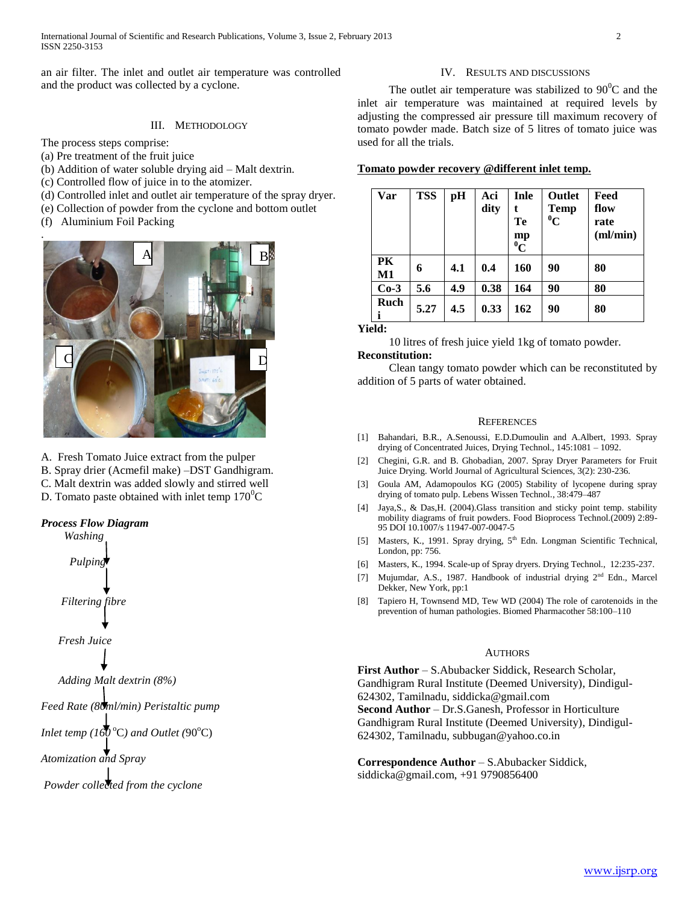an air filter. The inlet and outlet air temperature was controlled and the product was collected by a cyclone.

## III. Methodology

The process steps comprise:

(a) Pre treatment of the fruit juice

(b) Addition of water soluble drying aid – Malt dextrin.

(c) Controlled flow of juice in to the atomizer.

(d) Controlled inlet and outlet air temperature of the spray dryer.

(e) Collection of powder from the cyclone and bottom outlet

(f) Aluminium Foil Packing

A. Fresh Tomato Juice extract from the pulper

B. Spray drier (Acmefil make) –DST Gandhigram.

C. Malt dextrin was added slowly and stirred well

D. Tomato paste obtained with inlet temp $170^{0}$C

***Process Flow Diagram***

*Washing*

*Pulping*

*Filtering fibre*

*Fresh Juice*

*Adding Malt dextrin (8%)*

*Feed Rate (80ml/min) Peristaltic pump*

*Inlet temp (160* $^{o}$C*) and Outlet (*90$^{o}$C)

*Atomization and Spray*

*Powder collected from the cyclone*

## IV. Results and Discussions

The outlet air temperature was stabilized to $90^{0}$C and the inlet air temperature was maintained at required levels by adjusting the compressed air pressure till maximum recovery of tomato powder made. Batch size of 5 litres of tomato juice was used for all the trials.

**Tomato powder recovery @different inlet temp.**

| Var | TSS | pH | Acidity | Inlet Temp $^{0}$C | Outlet Temp $^{0}$C | Feed flow rate (ml/min) |
|---|---|---|---|---|---|---|
| PK M1 | 6 | 4.1 | 0.4 | 160 | 90 | 80 |
| Co-3 | 5.6 | 4.9 | 0.38 | 164 | 90 | 80 |
| Ruchi | 5.27 | 4.5 | 0.33 | 162 | 90 | 80 |

**Yield:**

10 litres of fresh juice yield 1kg of tomato powder.

**Reconstitution:**

Clean tangy tomato powder which can be reconstituted by addition of 5 parts of water obtained.

## References

[1] Bahandari, B.R., A.Senoussi, E.D.Dumoulin and A.Albert, 1993. Spray drying of Concentrated Juices, Drying Technol., 145:1081 – 1092.

[2] Chegini, G.R. and B. Ghobadian, 2007. Spray Dryer Parameters for Fruit Juice Drying. World Journal of Agricultural Sciences, 3(2): 230-236.

[3] Goula AM, Adamopoulos KG (2005) Stability of lycopene during spray drying of tomato pulp. Lebens Wissen Technol., 38:479–487

[4] Jaya,S., & Das,H. (2004).Glass transition and sticky point temp. stability mobility diagrams of fruit powders. Food Bioprocess Technol.(2009) 2:89-95 DOI 10.1007/s 11947-007-0047-5

[5] Masters, K., 1991. Spray drying, 5th Edn. Longman Scientific Technical, London, pp: 756.

[6] Masters, K., 1994. Scale-up of Spray dryers. Drying Technol., 12:235-237.

[7] Mujumdar, A.S., 1987. Handbook of industrial drying 2nd Edn., Marcel Dekker, New York, pp:1

[8] Tapiero H, Townsend MD, Tew WD (2004) The role of carotenoids in the prevention of human pathologies. Biomed Pharmacother 58:100–110

## Authors

**First Author** – S.Abubacker Siddick, Research Scholar, Gandhigram Rural Institute (Deemed University), Dindigul-624302, Tamilnadu, siddicka@gmail.com

**Second Author** – Dr.S.Ganesh, Professor in Horticulture Gandhigram Rural Institute (Deemed University), Dindigul-624302, Tamilnadu, subbugan@yahoo.co.in

**Correspondence Author** – S.Abubacker Siddick, siddicka@gmail.com, +91 9790856400